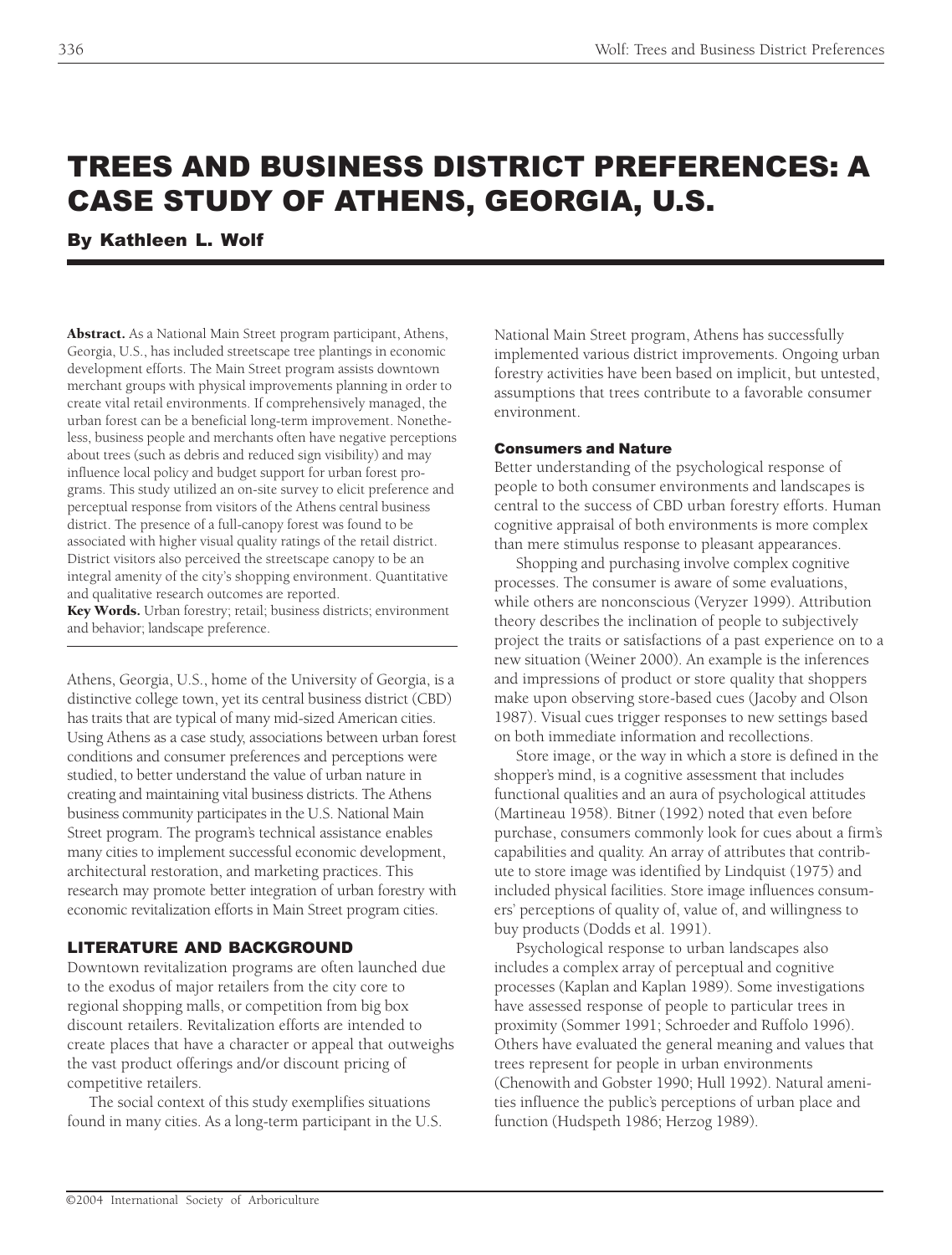# TREES AND BUSINESS DISTRICT PREFERENCES: A CASE STUDY OF ATHENS, GEORGIA, U.S.

**By Kathleen L. Wolf**

**Abstract.** As a National Main Street program participant, Athens, Georgia, U.S., has included streetscape tree plantings in economic development efforts. The Main Street program assists downtown merchant groups with physical improvements planning in order to create vital retail environments. If comprehensively managed, the urban forest can be a beneficial long-term improvement. Nonetheless, business people and merchants often have negative perceptions about trees (such as debris and reduced sign visibility) and may influence local policy and budget support for urban forest programs. This study utilized an on-site survey to elicit preference and perceptual response from visitors of the Athens central business district. The presence of a full-canopy forest was found to be associated with higher visual quality ratings of the retail district. District visitors also perceived the streetscape canopy to be an integral amenity of the city's shopping environment. Quantitative and qualitative research outcomes are reported.

**Key Words.** Urban forestry; retail; business districts; environment and behavior; landscape preference.

Athens, Georgia, U.S., home of the University of Georgia, is a distinctive college town, yet its central business district (CBD) has traits that are typical of many mid-sized American cities. Using Athens as a case study, associations between urban forest conditions and consumer preferences and perceptions were studied, to better understand the value of urban nature in creating and maintaining vital business districts. The Athens business community participates in the U.S. National Main Street program. The program's technical assistance enables many cities to implement successful economic development, architectural restoration, and marketing practices. This research may promote better integration of urban forestry with economic revitalization efforts in Main Street program cities.

## LITERATURE AND BACKGROUND

Downtown revitalization programs are often launched due to the exodus of major retailers from the city core to regional shopping malls, or competition from big box discount retailers. Revitalization efforts are intended to create places that have a character or appeal that outweighs the vast product offerings and/or discount pricing of competitive retailers.

The social context of this study exemplifies situations found in many cities. As a long-term participant in the U.S. National Main Street program, Athens has successfully implemented various district improvements. Ongoing urban forestry activities have been based on implicit, but untested, assumptions that trees contribute to a favorable consumer environment.

### Consumers and Nature

Better understanding of the psychological response of people to both consumer environments and landscapes is central to the success of CBD urban forestry efforts. Human cognitive appraisal of both environments is more complex than mere stimulus response to pleasant appearances.

Shopping and purchasing involve complex cognitive processes. The consumer is aware of some evaluations, while others are nonconscious (Veryzer 1999). Attribution theory describes the inclination of people to subjectively project the traits or satisfactions of a past experience on to a new situation (Weiner 2000). An example is the inferences and impressions of product or store quality that shoppers make upon observing store-based cues (Jacoby and Olson 1987). Visual cues trigger responses to new settings based on both immediate information and recollections.

Store image, or the way in which a store is defined in the shopper's mind, is a cognitive assessment that includes functional qualities and an aura of psychological attitudes (Martineau 1958). Bitner (1992) noted that even before purchase, consumers commonly look for cues about a firm's capabilities and quality. An array of attributes that contribute to store image was identified by Lindquist (1975) and included physical facilities. Store image influences consumers' perceptions of quality of, value of, and willingness to buy products (Dodds et al. 1991).

Psychological response to urban landscapes also includes a complex array of perceptual and cognitive processes (Kaplan and Kaplan 1989). Some investigations have assessed response of people to particular trees in proximity (Sommer 1991; Schroeder and Ruffolo 1996). Others have evaluated the general meaning and values that trees represent for people in urban environments (Chenowith and Gobster 1990; Hull 1992). Natural amenities influence the public's perceptions of urban place and function (Hudspeth 1986; Herzog 1989).

©2004 International Society of Arboriculture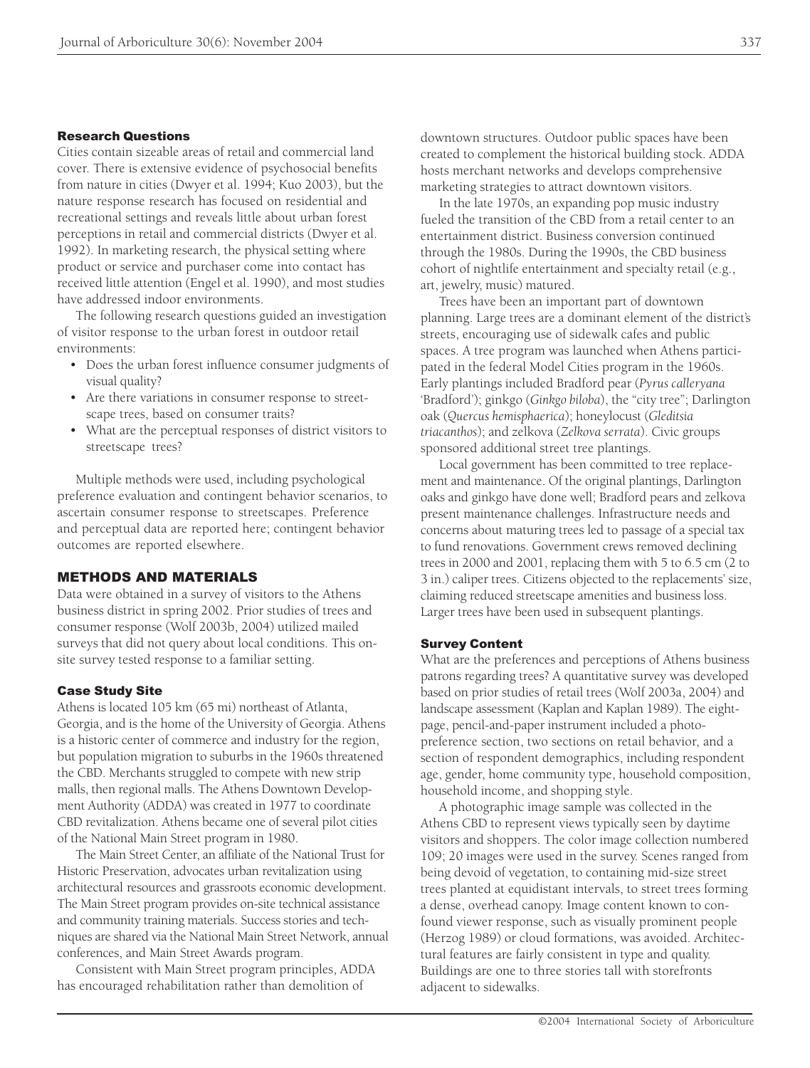### Research Questions

Cities contain sizeable areas of retail and commercial land cover. There is extensive evidence of psychosocial benefits from nature in cities (Dwyer et al. 1994; Kuo 2003), but the nature response research has focused on residential and recreational settings and reveals little about urban forest perceptions in retail and commercial districts (Dwyer et al. 1992). In marketing research, the physical setting where product or service and purchaser come into contact has received little attention (Engel et al. 1990), and most studies have addressed indoor environments.

The following research questions guided an investigation of visitor response to the urban forest in outdoor retail environments:

- Does the urban forest influence consumer judgments of visual quality?
- Are there variations in consumer response to streetscape trees, based on consumer traits?
- What are the perceptual responses of district visitors to streetscape trees?

Multiple methods were used, including psychological preference evaluation and contingent behavior scenarios, to ascertain consumer response to streetscapes. Preference and perceptual data are reported here; contingent behavior outcomes are reported elsewhere.

## METHODS AND MATERIALS

Data were obtained in a survey of visitors to the Athens business district in spring 2002. Prior studies of trees and consumer response (Wolf 2003b, 2004) utilized mailed surveys that did not query about local conditions. This onsite survey tested response to a familiar setting.

### Case Study Site

Athens is located 105 km (65 mi) northeast of Atlanta, Georgia, and is the home of the University of Georgia. Athens is a historic center of commerce and industry for the region, but population migration to suburbs in the 1960s threatened the CBD. Merchants struggled to compete with new strip malls, then regional malls. The Athens Downtown Development Authority (ADDA) was created in 1977 to coordinate CBD revitalization. Athens became one of several pilot cities of the National Main Street program in 1980.

The Main Street Center, an affiliate of the National Trust for Historic Preservation, advocates urban revitalization using architectural resources and grassroots economic development. The Main Street program provides on-site technical assistance and community training materials. Success stories and techniques are shared via the National Main Street Network, annual conferences, and Main Street Awards program.

Consistent with Main Street program principles, ADDA has encouraged rehabilitation rather than demolition of downtown structures. Outdoor public spaces have been created to complement the historical building stock. ADDA hosts merchant networks and develops comprehensive marketing strategies to attract downtown visitors.

In the late 1970s, an expanding pop music industry fueled the transition of the CBD from a retail center to an entertainment district. Business conversion continued through the 1980s. During the 1990s, the CBD business cohort of nightlife entertainment and specialty retail (e.g., art, jewelry, music) matured.

Trees have been an important part of downtown planning. Large trees are a dominant element of the district's streets, encouraging use of sidewalk cafes and public spaces. A tree program was launched when Athens participated in the federal Model Cities program in the 1960s. Early plantings included Bradford pear (*Pyrus calleryana* 'Bradford'); ginkgo (*Ginkgo biloba*), the "city tree"; Darlington oak (*Quercus hemisphaerica*); honeylocust (*Gleditsia triacanthos*); and zelkova (*Zelkova serrata*). Civic groups sponsored additional street tree plantings.

Local government has been committed to tree replacement and maintenance. Of the original plantings, Darlington oaks and ginkgo have done well; Bradford pears and zelkova present maintenance challenges. Infrastructure needs and concerns about maturing trees led to passage of a special tax to fund renovations. Government crews removed declining trees in 2000 and 2001, replacing them with 5 to 6.5 cm (2 to 3 in.) caliper trees. Citizens objected to the replacements' size, claiming reduced streetscape amenities and business loss. Larger trees have been used in subsequent plantings.

### Survey Content

What are the preferences and perceptions of Athens business patrons regarding trees? A quantitative survey was developed based on prior studies of retail trees (Wolf 2003a, 2004) and landscape assessment (Kaplan and Kaplan 1989). The eight-page, pencil-and-paper instrument included a photo-preference section, two sections on retail behavior, and a section of respondent demographics, including respondent age, gender, home community type, household composition, household income, and shopping style.

A photographic image sample was collected in the Athens CBD to represent views typically seen by daytime visitors and shoppers. The color image collection numbered 109; 20 images were used in the survey. Scenes ranged from being devoid of vegetation, to containing mid-size street trees planted at equidistant intervals, to street trees forming a dense, overhead canopy. Image content known to confound viewer response, such as visually prominent people (Herzog 1989) or cloud formations, was avoided. Architectural features are fairly consistent in type and quality. Buildings are one to three stories tall with storefronts adjacent to sidewalks.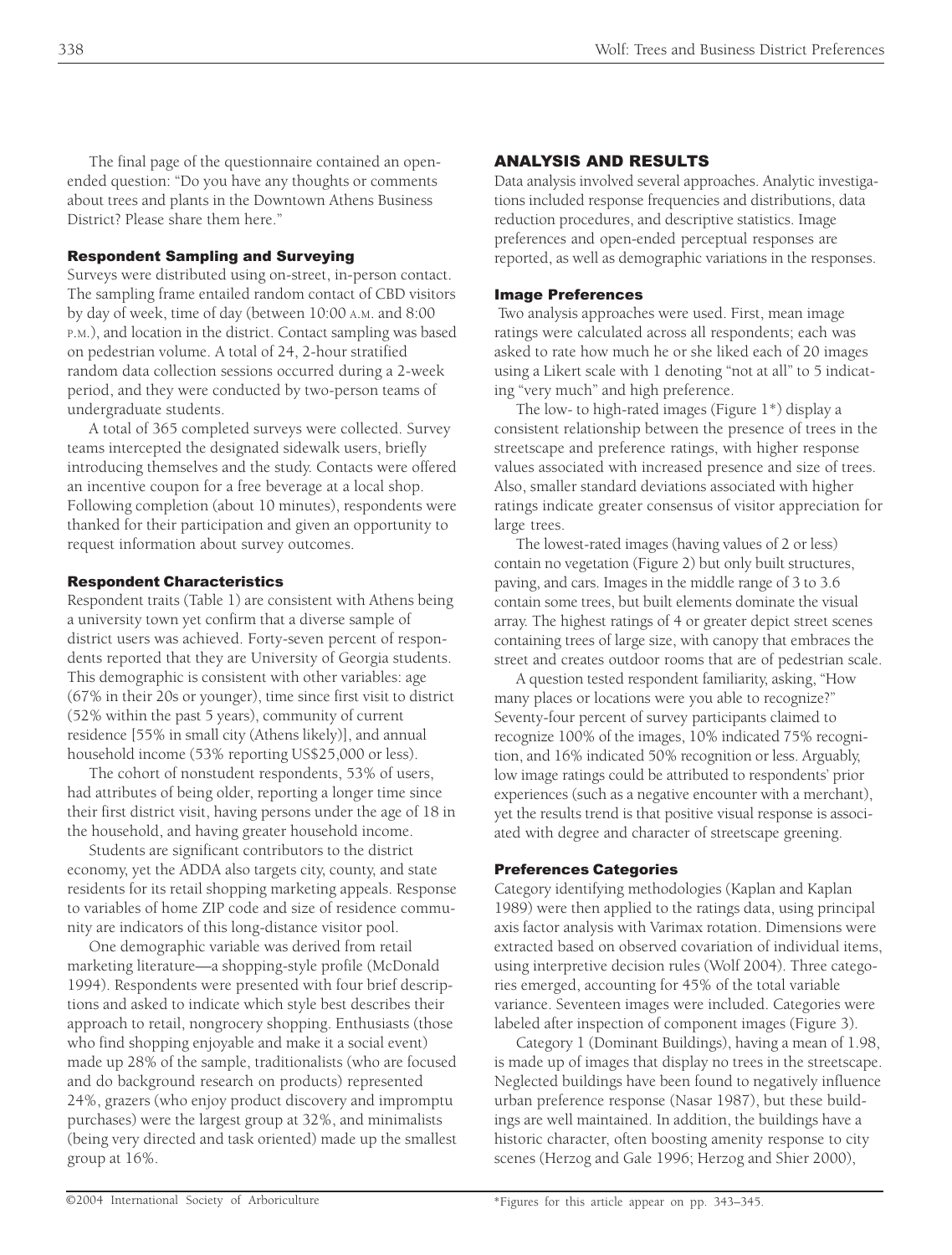The final page of the questionnaire contained an open-ended question: "Do you have any thoughts or comments about trees and plants in the Downtown Athens Business District? Please share them here."

### Respondent Sampling and Surveying

Surveys were distributed using on-street, in-person contact. The sampling frame entailed random contact of CBD visitors by day of week, time of day (between 10:00 A.M. and 8:00 P.M.), and location in the district. Contact sampling was based on pedestrian volume. A total of 24, 2-hour stratified random data collection sessions occurred during a 2-week period, and they were conducted by two-person teams of undergraduate students.

A total of 365 completed surveys were collected. Survey teams intercepted the designated sidewalk users, briefly introducing themselves and the study. Contacts were offered an incentive coupon for a free beverage at a local shop. Following completion (about 10 minutes), respondents were thanked for their participation and given an opportunity to request information about survey outcomes.

### Respondent Characteristics

Respondent traits (Table 1) are consistent with Athens being a university town yet confirm that a diverse sample of district users was achieved. Forty-seven percent of respondents reported that they are University of Georgia students. This demographic is consistent with other variables: age (67% in their 20s or younger), time since first visit to district (52% within the past 5 years), community of current residence [55% in small city (Athens likely)], and annual household income (53% reporting US$25,000 or less).

The cohort of nonstudent respondents, 53% of users, had attributes of being older, reporting a longer time since their first district visit, having persons under the age of 18 in the household, and having greater household income.

Students are significant contributors to the district economy, yet the ADDA also targets city, county, and state residents for its retail shopping marketing appeals. Response to variables of home ZIP code and size of residence community are indicators of this long-distance visitor pool.

One demographic variable was derived from retail marketing literature—a shopping-style profile (McDonald 1994). Respondents were presented with four brief descriptions and asked to indicate which style best describes their approach to retail, nongrocery shopping. Enthusiasts (those who find shopping enjoyable and make it a social event) made up 28% of the sample, traditionalists (who are focused and do background research on products) represented 24%, grazers (who enjoy product discovery and impromptu purchases) were the largest group at 32%, and minimalists (being very directed and task oriented) made up the smallest group at 16%.

## ANALYSIS AND RESULTS

Data analysis involved several approaches. Analytic investigations included response frequencies and distributions, data reduction procedures, and descriptive statistics. Image preferences and open-ended perceptual responses are reported, as well as demographic variations in the responses.

### Image Preferences

Two analysis approaches were used. First, mean image ratings were calculated across all respondents; each was asked to rate how much he or she liked each of 20 images using a Likert scale with 1 denoting "not at all" to 5 indicating "very much" and high preference.

The low- to high-rated images (Figure 1*) display a consistent relationship between the presence of trees in the streetscape and preference ratings, with higher response values associated with increased presence and size of trees. Also, smaller standard deviations associated with higher ratings indicate greater consensus of visitor appreciation for large trees.

The lowest-rated images (having values of 2 or less) contain no vegetation (Figure 2) but only built structures, paving, and cars. Images in the middle range of 3 to 3.6 contain some trees, but built elements dominate the visual array. The highest ratings of 4 or greater depict street scenes containing trees of large size, with canopy that embraces the street and creates outdoor rooms that are of pedestrian scale.

A question tested respondent familiarity, asking, "How many places or locations were you able to recognize?" Seventy-four percent of survey participants claimed to recognize 100% of the images, 10% indicated 75% recognition, and 16% indicated 50% recognition or less. Arguably, low image ratings could be attributed to respondents' prior experiences (such as a negative encounter with a merchant), yet the results trend is that positive visual response is associated with degree and character of streetscape greening.

### Preferences Categories

Category identifying methodologies (Kaplan and Kaplan 1989) were then applied to the ratings data, using principal axis factor analysis with Varimax rotation. Dimensions were extracted based on observed covariation of individual items, using interpretive decision rules (Wolf 2004). Three categories emerged, accounting for 45% of the total variable variance. Seventeen images were included. Categories were labeled after inspection of component images (Figure 3).

Category 1 (Dominant Buildings), having a mean of 1.98, is made up of images that display no trees in the streetscape. Neglected buildings have been found to negatively influence urban preference response (Nasar 1987), but these buildings are well maintained. In addition, the buildings have a historic character, often boosting amenity response to city scenes (Herzog and Gale 1996; Herzog and Shier 2000),

*Figures for this article appear on pp. 343–345.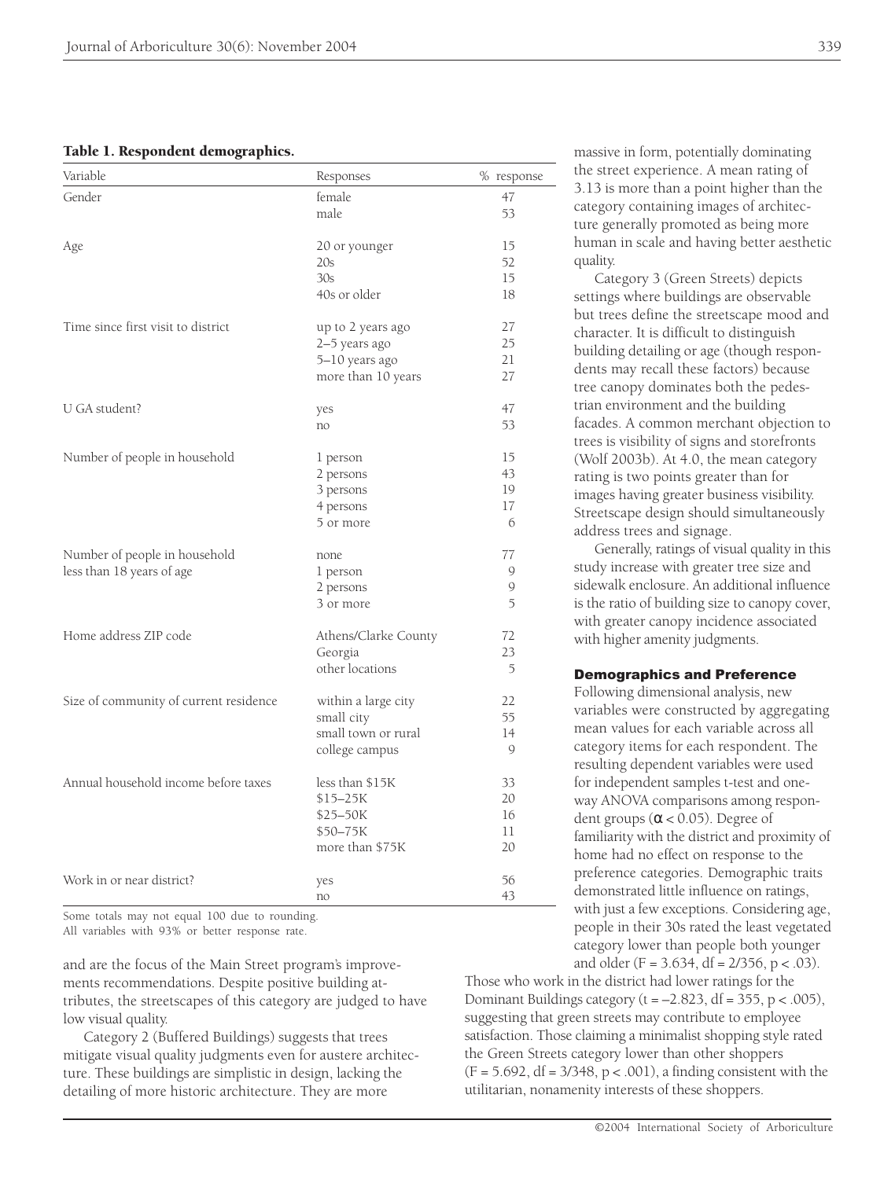**Table 1. Respondent demographics.**

| Variable | Responses | % response |
|---|---|---|
| Gender | female | 47 |
| | male | 53 |
| Age | 20 or younger | 15 |
| | 20s | 52 |
| | 30s | 15 |
| | 40s or older | 18 |
| Time since first visit to district | up to 2 years ago | 27 |
| | 2–5 years ago | 25 |
| | 5–10 years ago | 21 |
| | more than 10 years | 27 |
| U GA student? | yes | 47 |
| | no | 53 |
| Number of people in household | 1 person | 15 |
| | 2 persons | 43 |
| | 3 persons | 19 |
| | 4 persons | 17 |
| | 5 or more | 6 |
| Number of people in household less than 18 years of age | none | 77 |
| | 1 person | 9 |
| | 2 persons | 9 |
| | 3 or more | 5 |
| Home address ZIP code | Athens/Clarke County | 72 |
| | Georgia | 23 |
| | other locations | 5 |
| Size of community of current residence | within a large city | 22 |
| | small city | 55 |
| | small town or rural | 14 |
| | college campus | 9 |
| Annual household income before taxes | less than \$15K | 33 |
| | \$15–25K | 20 |
| | \$25–50K | 16 |
| | \$50–75K | 11 |
| | more than \$75K | 20 |
| Work in or near district? | yes | 56 |
| | no | 43 |

Some totals may not equal 100 due to rounding.
All variables with 93% or better response rate.

and are the focus of the Main Street program's improvements recommendations. Despite positive building attributes, the streetscapes of this category are judged to have low visual quality.

Category 2 (Buffered Buildings) suggests that trees mitigate visual quality judgments even for austere architecture. These buildings are simplistic in design, lacking the detailing of more historic architecture. They are more massive in form, potentially dominating the street experience. A mean rating of 3.13 is more than a point higher than the category containing images of architecture generally promoted as being more human in scale and having better aesthetic quality.

Category 3 (Green Streets) depicts settings where buildings are observable but trees define the streetscape mood and character. It is difficult to distinguish building detailing or age (though respondents may recall these factors) because tree canopy dominates both the pedestrian environment and the building facades. A common merchant objection to trees is visibility of signs and storefronts (Wolf 2003b). At 4.0, the mean category rating is two points greater than for images having greater business visibility. Streetscape design should simultaneously address trees and signage.

Generally, ratings of visual quality in this study increase with greater tree size and sidewalk enclosure. An additional influence is the ratio of building size to canopy cover, with greater canopy incidence associated with higher amenity judgments.

## Demographics and Preference

Following dimensional analysis, new variables were constructed by aggregating mean values for each variable across all category items for each respondent. The resulting dependent variables were used for independent samples t-test and one-way ANOVA comparisons among respondent groups ($\alpha < 0.05$). Degree of familiarity with the district and proximity of home had no effect on response to the preference categories. Demographic traits demonstrated little influence on ratings, with just a few exceptions. Considering age, people in their 30s rated the least vegetated category lower than people both younger and older ($F = 3.634$, df = 2/356, $p < .03$). Those who work in the district had lower ratings for the Dominant Buildings category ($t = -2.823$, df = 355, $p < .005$), suggesting that green streets may contribute to employee satisfaction. Those claiming a minimalist shopping style rated the Green Streets category lower than other shoppers ($F = 5.692$, df = 3/348, $p < .001$), a finding consistent with the utilitarian, nonamenity interests of these shoppers.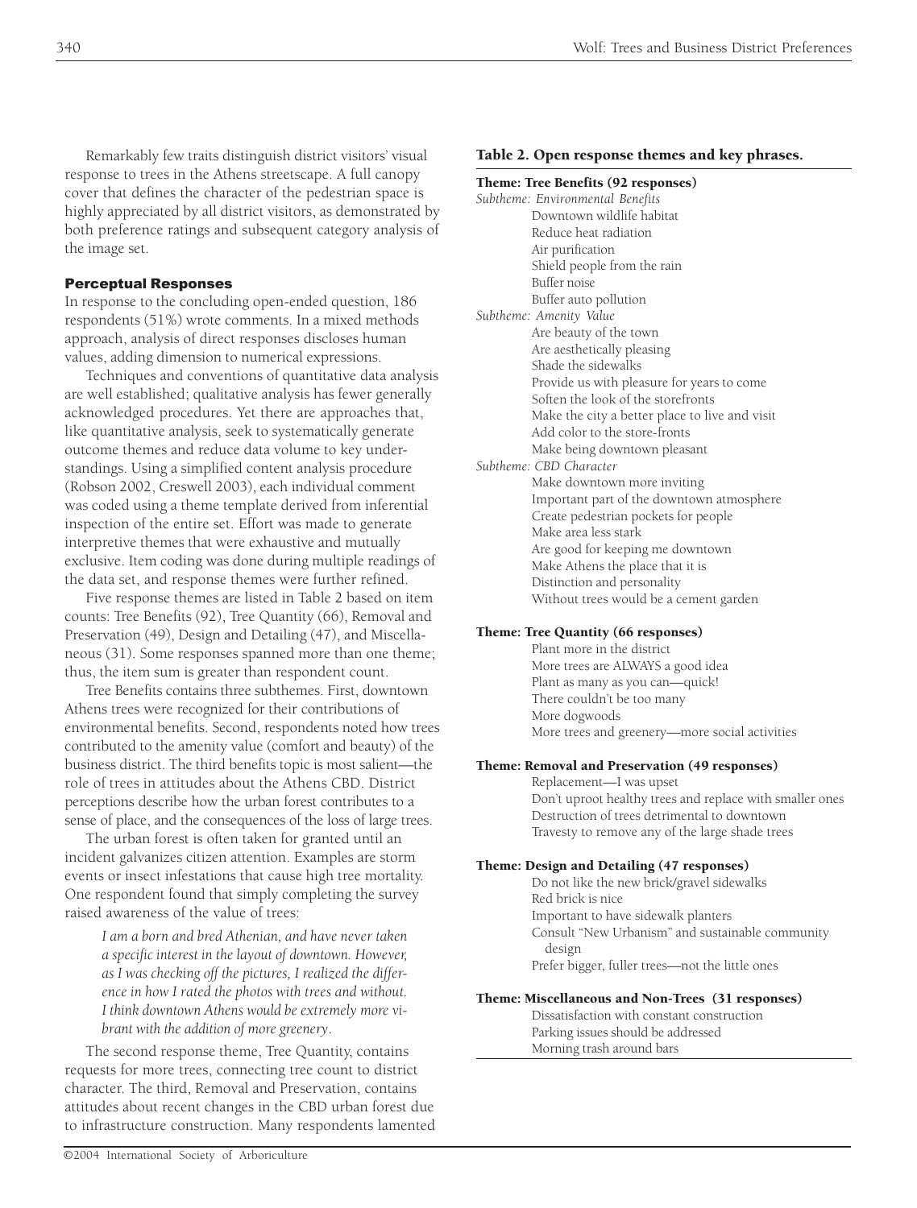Remarkably few traits distinguish district visitors' visual response to trees in the Athens streetscape. A full canopy cover that defines the character of the pedestrian space is highly appreciated by all district visitors, as demonstrated by both preference ratings and subsequent category analysis of the image set.

## Perceptual Responses

In response to the concluding open-ended question, 186 respondents (51%) wrote comments. In a mixed methods approach, analysis of direct responses discloses human values, adding dimension to numerical expressions.

Techniques and conventions of quantitative data analysis are well established; qualitative analysis has fewer generally acknowledged procedures. Yet there are approaches that, like quantitative analysis, seek to systematically generate outcome themes and reduce data volume to key understandings. Using a simplified content analysis procedure (Robson 2002, Creswell 2003), each individual comment was coded using a theme template derived from inferential inspection of the entire set. Effort was made to generate interpretive themes that were exhaustive and mutually exclusive. Item coding was done during multiple readings of the data set, and response themes were further refined.

Five response themes are listed in Table 2 based on item counts: Tree Benefits (92), Tree Quantity (66), Removal and Preservation (49), Design and Detailing (47), and Miscellaneous (31). Some responses spanned more than one theme; thus, the item sum is greater than respondent count.

Tree Benefits contains three subthemes. First, downtown Athens trees were recognized for their contributions of environmental benefits. Second, respondents noted how trees contributed to the amenity value (comfort and beauty) of the business district. The third benefits topic is most salient—the role of trees in attitudes about the Athens CBD. District perceptions describe how the urban forest contributes to a sense of place, and the consequences of the loss of large trees.

The urban forest is often taken for granted until an incident galvanizes citizen attention. Examples are storm events or insect infestations that cause high tree mortality. One respondent found that simply completing the survey raised awareness of the value of trees:

> *I am a born and bred Athenian, and have never taken a specific interest in the layout of downtown. However, as I was checking off the pictures, I realized the difference in how I rated the photos with trees and without. I think downtown Athens would be extremely more vibrant with the addition of more greenery*.

The second response theme, Tree Quantity, contains requests for more trees, connecting tree count to district character. The third, Removal and Preservation, contains attitudes about recent changes in the CBD urban forest due to infrastructure construction. Many respondents lamented

**Table 2. Open response themes and key phrases.**

**Theme: Tree Benefits (92 responses)**

*Subtheme: Environmental Benefits*
- Downtown wildlife habitat
- Reduce heat radiation
- Air purification
- Shield people from the rain
- Buffer noise
- Buffer auto pollution

*Subtheme: Amenity Value*
- Are beauty of the town
- Are aesthetically pleasing
- Shade the sidewalks
- Provide us with pleasure for years to come
- Soften the look of the storefronts
- Make the city a better place to live and visit
- Add color to the store-fronts
- Make being downtown pleasant

*Subtheme: CBD Character*
- Make downtown more inviting
- Important part of the downtown atmosphere
- Create pedestrian pockets for people
- Make area less stark
- Are good for keeping me downtown
- Make Athens the place that it is
- Distinction and personality
- Without trees would be a cement garden

**Theme: Tree Quantity (66 responses)**
- Plant more in the district
- More trees are ALWAYS a good idea
- Plant as many as you can—quick!
- There couldn't be too many
- More dogwoods
- More trees and greenery—more social activities

**Theme: Removal and Preservation (49 responses)**
- Replacement—I was upset
- Don't uproot healthy trees and replace with smaller ones
- Destruction of trees detrimental to downtown
- Travesty to remove any of the large shade trees

**Theme: Design and Detailing (47 responses)**
- Do not like the new brick/gravel sidewalks
- Red brick is nice
- Important to have sidewalk planters
- Consult "New Urbanism" and sustainable community design
- Prefer bigger, fuller trees—not the little ones

**Theme: Miscellaneous and Non-Trees (31 responses)**
- Dissatisfaction with constant construction
- Parking issues should be addressed
- Morning trash around bars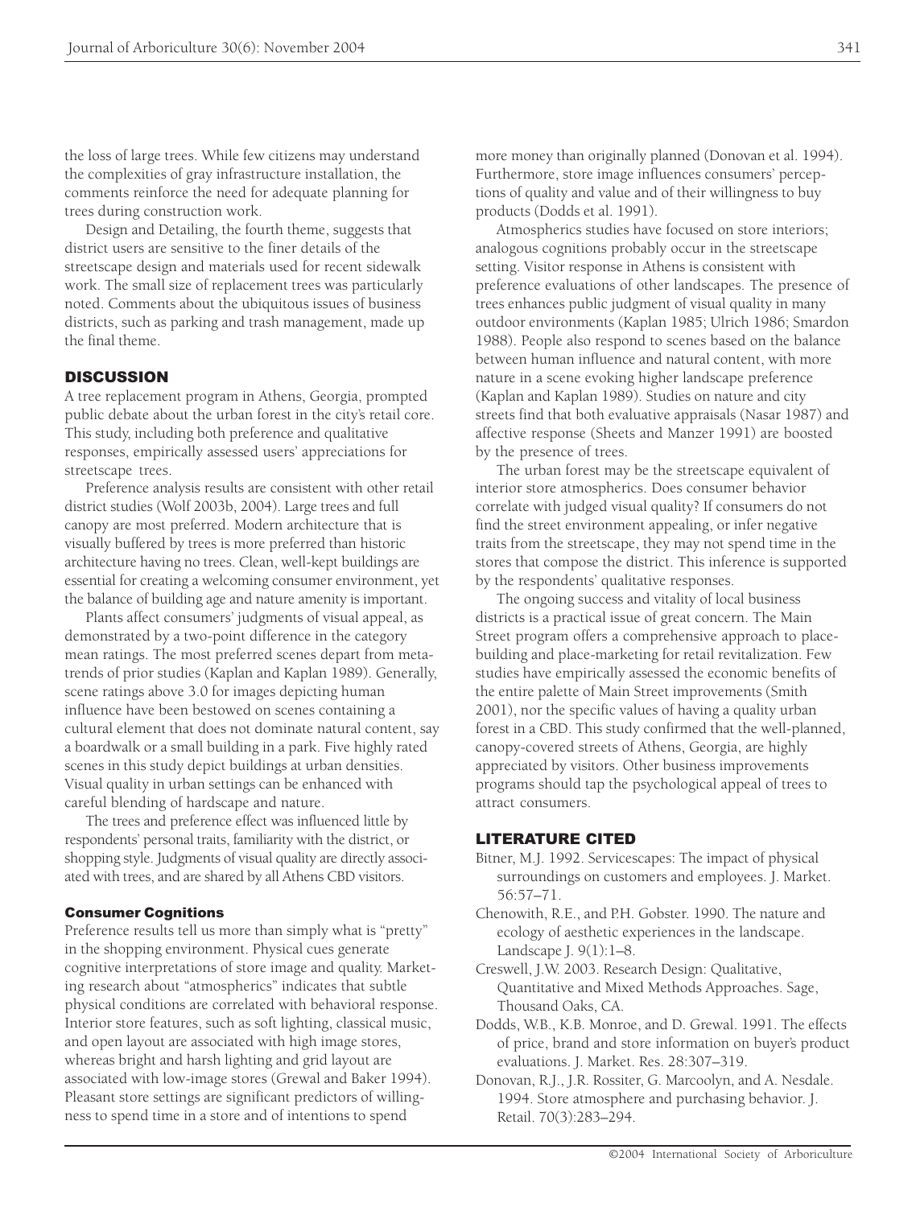the loss of large trees. While few citizens may understand the complexities of gray infrastructure installation, the comments reinforce the need for adequate planning for trees during construction work.

Design and Detailing, the fourth theme, suggests that district users are sensitive to the finer details of the streetscape design and materials used for recent sidewalk work. The small size of replacement trees was particularly noted. Comments about the ubiquitous issues of business districts, such as parking and trash management, made up the final theme.

## DISCUSSION

A tree replacement program in Athens, Georgia, prompted public debate about the urban forest in the city's retail core. This study, including both preference and qualitative responses, empirically assessed users' appreciations for streetscape trees.

Preference analysis results are consistent with other retail district studies (Wolf 2003b, 2004). Large trees and full canopy are most preferred. Modern architecture that is visually buffered by trees is more preferred than historic architecture having no trees. Clean, well-kept buildings are essential for creating a welcoming consumer environment, yet the balance of building age and nature amenity is important.

Plants affect consumers' judgments of visual appeal, as demonstrated by a two-point difference in the category mean ratings. The most preferred scenes depart from meta-trends of prior studies (Kaplan and Kaplan 1989). Generally, scene ratings above 3.0 for images depicting human influence have been bestowed on scenes containing a cultural element that does not dominate natural content, say a boardwalk or a small building in a park. Five highly rated scenes in this study depict buildings at urban densities. Visual quality in urban settings can be enhanced with careful blending of hardscape and nature.

The trees and preference effect was influenced little by respondents' personal traits, familiarity with the district, or shopping style. Judgments of visual quality are directly associated with trees, and are shared by all Athens CBD visitors.

### Consumer Cognitions

Preference results tell us more than simply what is "pretty" in the shopping environment. Physical cues generate cognitive interpretations of store image and quality. Marketing research about "atmospherics" indicates that subtle physical conditions are correlated with behavioral response. Interior store features, such as soft lighting, classical music, and open layout are associated with high image stores, whereas bright and harsh lighting and grid layout are associated with low-image stores (Grewal and Baker 1994). Pleasant store settings are significant predictors of willingness to spend time in a store and of intentions to spend more money than originally planned (Donovan et al. 1994). Furthermore, store image influences consumers' perceptions of quality and value and of their willingness to buy products (Dodds et al. 1991).

Atmospherics studies have focused on store interiors; analogous cognitions probably occur in the streetscape setting. Visitor response in Athens is consistent with preference evaluations of other landscapes. The presence of trees enhances public judgment of visual quality in many outdoor environments (Kaplan 1985; Ulrich 1986; Smardon 1988). People also respond to scenes based on the balance between human influence and natural content, with more nature in a scene evoking higher landscape preference (Kaplan and Kaplan 1989). Studies on nature and city streets find that both evaluative appraisals (Nasar 1987) and affective response (Sheets and Manzer 1991) are boosted by the presence of trees.

The urban forest may be the streetscape equivalent of interior store atmospherics. Does consumer behavior correlate with judged visual quality? If consumers do not find the street environment appealing, or infer negative traits from the streetscape, they may not spend time in the stores that compose the district. This inference is supported by the respondents' qualitative responses.

The ongoing success and vitality of local business districts is a practical issue of great concern. The Main Street program offers a comprehensive approach to place-building and place-marketing for retail revitalization. Few studies have empirically assessed the economic benefits of the entire palette of Main Street improvements (Smith 2001), nor the specific values of having a quality urban forest in a CBD. This study confirmed that the well-planned, canopy-covered streets of Athens, Georgia, are highly appreciated by visitors. Other business improvements programs should tap the psychological appeal of trees to attract consumers.

## LITERATURE CITED

Bitner, M.J. 1992. Servicescapes: The impact of physical surroundings on customers and employees. J. Market. 56:57–71.

Chenowith, R.E., and P.H. Gobster. 1990. The nature and ecology of aesthetic experiences in the landscape. Landscape J. 9(1):1–8.

Creswell, J.W. 2003. Research Design: Qualitative, Quantitative and Mixed Methods Approaches. Sage, Thousand Oaks, CA.

Dodds, W.B., K.B. Monroe, and D. Grewal. 1991. The effects of price, brand and store information on buyer's product evaluations. J. Market. Res. 28:307–319.

Donovan, R.J., J.R. Rossiter, G. Marcoolyn, and A. Nesdale. 1994. Store atmosphere and purchasing behavior. J. Retail. 70(3):283–294.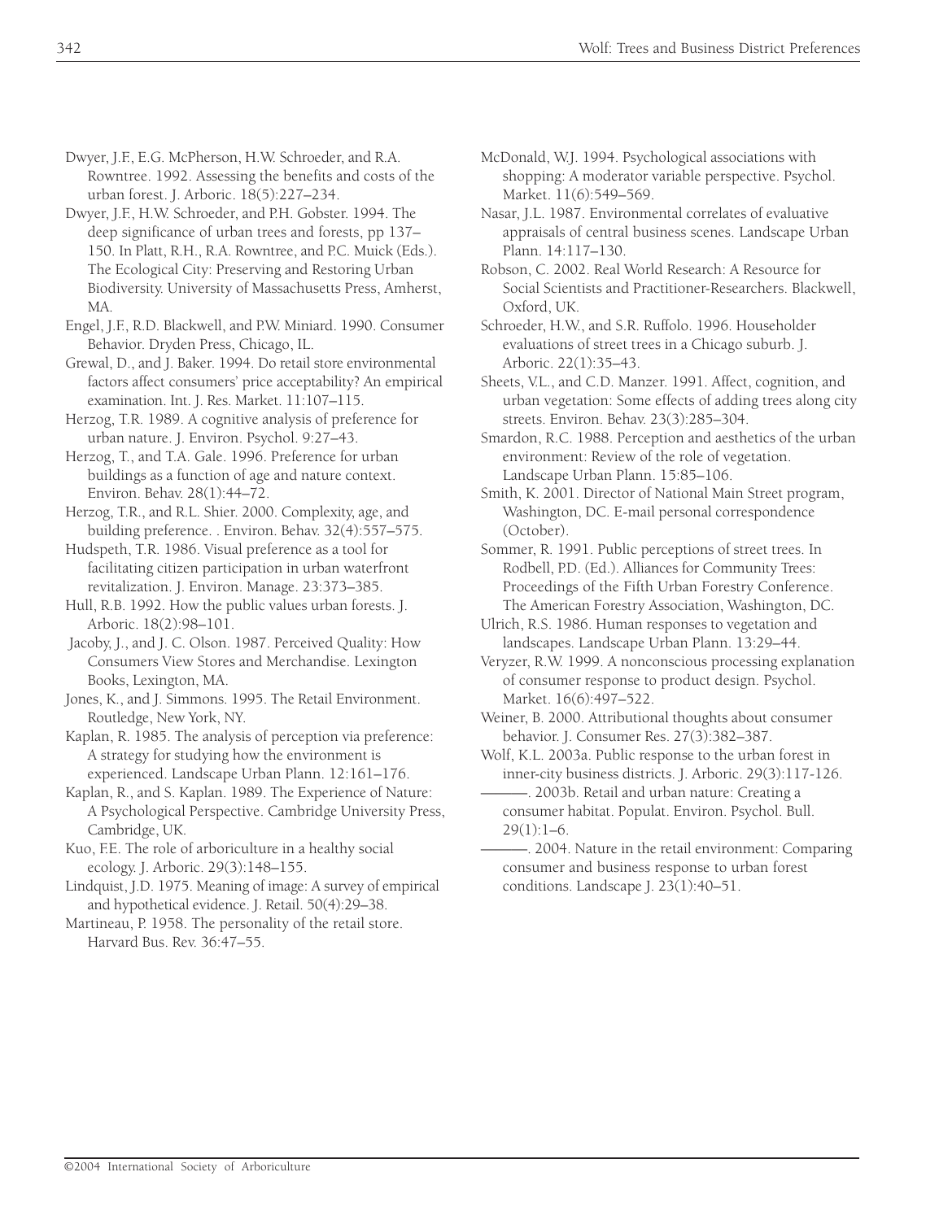Dwyer, J.F., E.G. McPherson, H.W. Schroeder, and R.A. Rowntree. 1992. Assessing the benefits and costs of the urban forest. J. Arboric. 18(5):227–234.

Dwyer, J.F., H.W. Schroeder, and P.H. Gobster. 1994. The deep significance of urban trees and forests, pp 137–150. In Platt, R.H., R.A. Rowntree, and P.C. Muick (Eds.). The Ecological City: Preserving and Restoring Urban Biodiversity. University of Massachusetts Press, Amherst, MA.

Engel, J.F., R.D. Blackwell, and P.W. Miniard. 1990. Consumer Behavior. Dryden Press, Chicago, IL.

Grewal, D., and J. Baker. 1994. Do retail store environmental factors affect consumers' price acceptability? An empirical examination. Int. J. Res. Market. 11:107–115.

Herzog, T.R. 1989. A cognitive analysis of preference for urban nature. J. Environ. Psychol. 9:27–43.

Herzog, T., and T.A. Gale. 1996. Preference for urban buildings as a function of age and nature context. Environ. Behav. 28(1):44–72.

Herzog, T.R., and R.L. Shier. 2000. Complexity, age, and building preference. . Environ. Behav. 32(4):557–575.

Hudspeth, T.R. 1986. Visual preference as a tool for facilitating citizen participation in urban waterfront revitalization. J. Environ. Manage. 23:373–385.

Hull, R.B. 1992. How the public values urban forests. J. Arboric. 18(2):98–101.

Jacoby, J., and J. C. Olson. 1987. Perceived Quality: How Consumers View Stores and Merchandise. Lexington Books, Lexington, MA.

Jones, K., and J. Simmons. 1995. The Retail Environment. Routledge, New York, NY.

Kaplan, R. 1985. The analysis of perception via preference: A strategy for studying how the environment is experienced. Landscape Urban Plann. 12:161–176.

Kaplan, R., and S. Kaplan. 1989. The Experience of Nature: A Psychological Perspective. Cambridge University Press, Cambridge, UK.

Kuo, F.E. The role of arboriculture in a healthy social ecology. J. Arboric. 29(3):148–155.

Lindquist, J.D. 1975. Meaning of image: A survey of empirical and hypothetical evidence. J. Retail. 50(4):29–38.

Martineau, P. 1958. The personality of the retail store. Harvard Bus. Rev. 36:47–55.

McDonald, W.J. 1994. Psychological associations with shopping: A moderator variable perspective. Psychol. Market. 11(6):549–569.

Nasar, J.L. 1987. Environmental correlates of evaluative appraisals of central business scenes. Landscape Urban Plann. 14:117–130.

Robson, C. 2002. Real World Research: A Resource for Social Scientists and Practitioner-Researchers. Blackwell, Oxford, UK.

Schroeder, H.W., and S.R. Ruffolo. 1996. Householder evaluations of street trees in a Chicago suburb. J. Arboric. 22(1):35–43.

Sheets, V.L., and C.D. Manzer. 1991. Affect, cognition, and urban vegetation: Some effects of adding trees along city streets. Environ. Behav. 23(3):285–304.

Smardon, R.C. 1988. Perception and aesthetics of the urban environment: Review of the role of vegetation. Landscape Urban Plann. 15:85–106.

Smith, K. 2001. Director of National Main Street program, Washington, DC. E-mail personal correspondence (October).

Sommer, R. 1991. Public perceptions of street trees. In Rodbell, P.D. (Ed.). Alliances for Community Trees: Proceedings of the Fifth Urban Forestry Conference. The American Forestry Association, Washington, DC.

Ulrich, R.S. 1986. Human responses to vegetation and landscapes. Landscape Urban Plann. 13:29–44.

Veryzer, R.W. 1999. A nonconscious processing explanation of consumer response to product design. Psychol. Market. 16(6):497–522.

Weiner, B. 2000. Attributional thoughts about consumer behavior. J. Consumer Res. 27(3):382–387.

Wolf, K.L. 2003a. Public response to the urban forest in inner-city business districts. J. Arboric. 29(3):117-126.

———. 2003b. Retail and urban nature: Creating a consumer habitat. Populat. Environ. Psychol. Bull. 29(1):1–6.

———. 2004. Nature in the retail environment: Comparing consumer and business response to urban forest conditions. Landscape J. 23(1):40–51.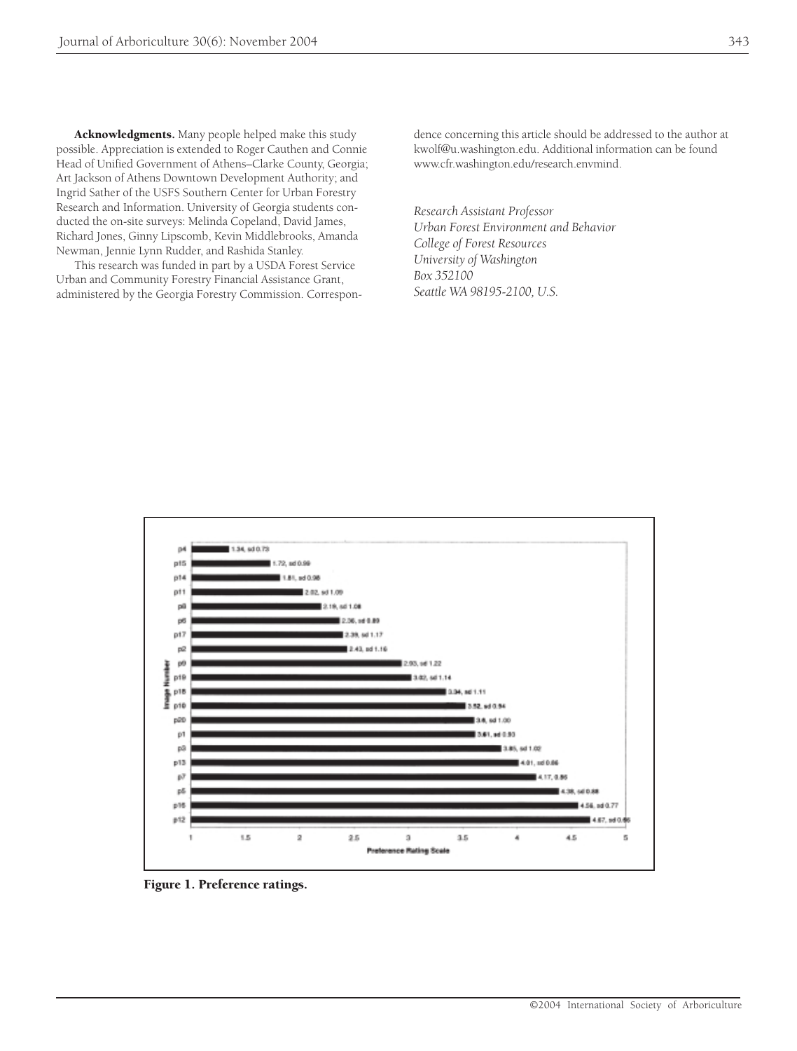**Acknowledgments.** Many people helped make this study possible. Appreciation is extended to Roger Cauthen and Connie Head of Unified Government of Athens–Clarke County, Georgia; Art Jackson of Athens Downtown Development Authority; and Ingrid Sather of the USFS Southern Center for Urban Forestry Research and Information. University of Georgia students conducted the on-site surveys: Melinda Copeland, David James, Richard Jones, Ginny Lipscomb, Kevin Middlebrooks, Amanda Newman, Jennie Lynn Rudder, and Rashida Stanley.

This research was funded in part by a USDA Forest Service Urban and Community Forestry Financial Assistance Grant, administered by the Georgia Forestry Commission. Correspondence concerning this article should be addressed to the author at kwolf@u.washington.edu. Additional information can be found www.cfr.washington.edu/research.envmind.

*Research Assistant Professor*
*Urban Forest Environment and Behavior*
*College of Forest Resources*
*University of Washington*
*Box 352100*
*Seattle WA 98195-2100, U.S.*

| Image Number | Preference Rating |
|---|---|
| p4 | 1.34, sd 0.73 |
| p15 | 1.72, sd 0.99 |
| p14 | 1.81, sd 0.98 |
| p11 | 2.02, sd 1.09 |
| p8 | 2.19, sd 1.08 |
| p6 | 2.36, sd 0.89 |
| p17 | 2.39, sd 1.17 |
| p2 | 2.43, sd 1.16 |
| p9 | 2.93, sd 1.22 |
| p19 | 3.02, sd 1.14 |
| p18 | 3.34, sd 1.11 |
| p10 | 3.52, sd 0.94 |
| p20 | 3.6, sd 1.00 |
| p1 | 3.61, sd 0.93 |
| p3 | 3.85, sd 1.02 |
| p13 | 4.01, sd 0.86 |
| p7 | 4.17, 0.86 |
| p5 | 4.38, sd 0.88 |
| p16 | 4.56, sd 0.77 |
| p12 | 4.67, sd 0.66 |

Preference Rating Scale (1–5)

**Figure 1. Preference ratings.**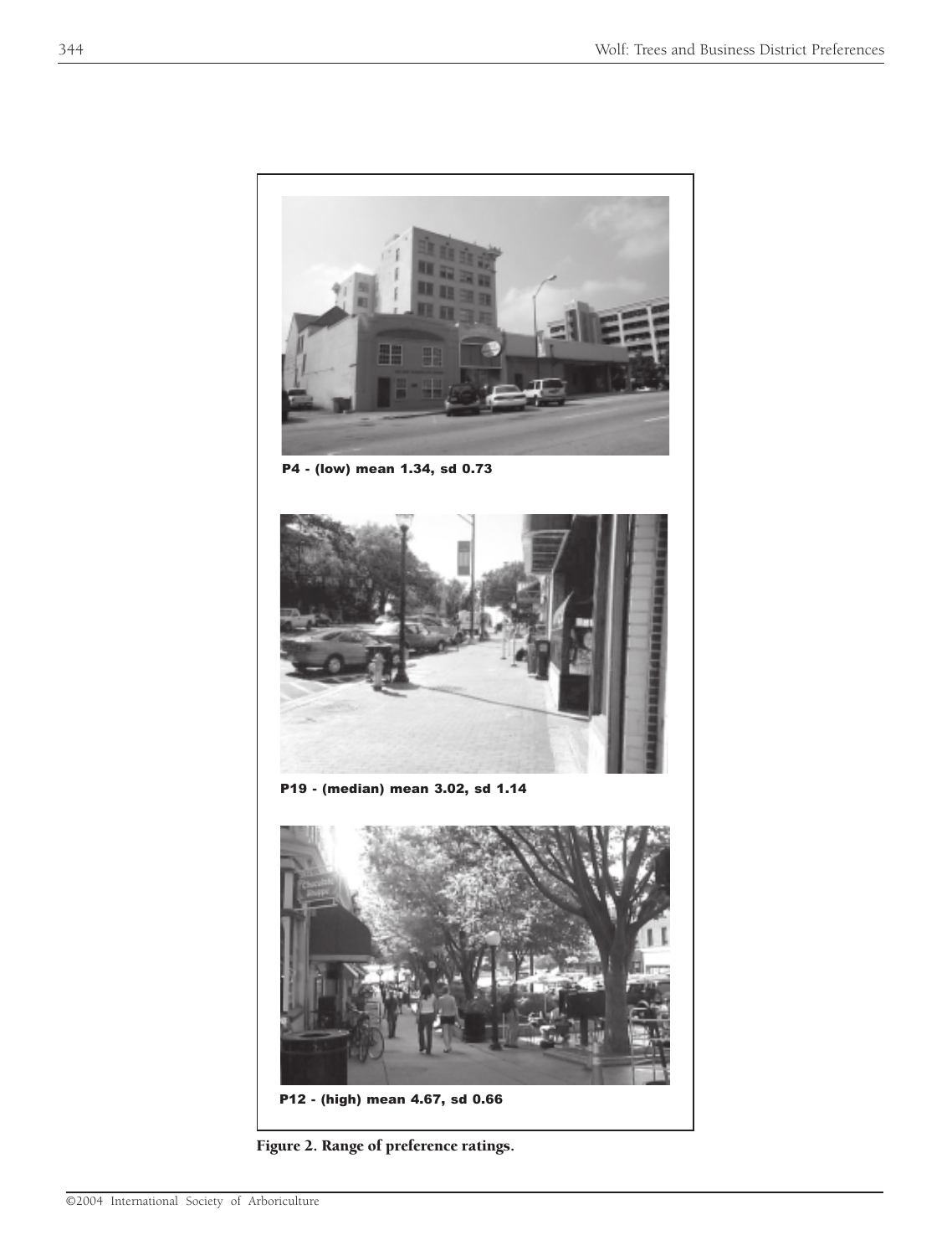P4 - (low) mean 1.34, sd 0.73

P19 - (median) mean 3.02, sd 1.14

P12 - (high) mean 4.67, sd 0.66

**Figure 2. Range of preference ratings.**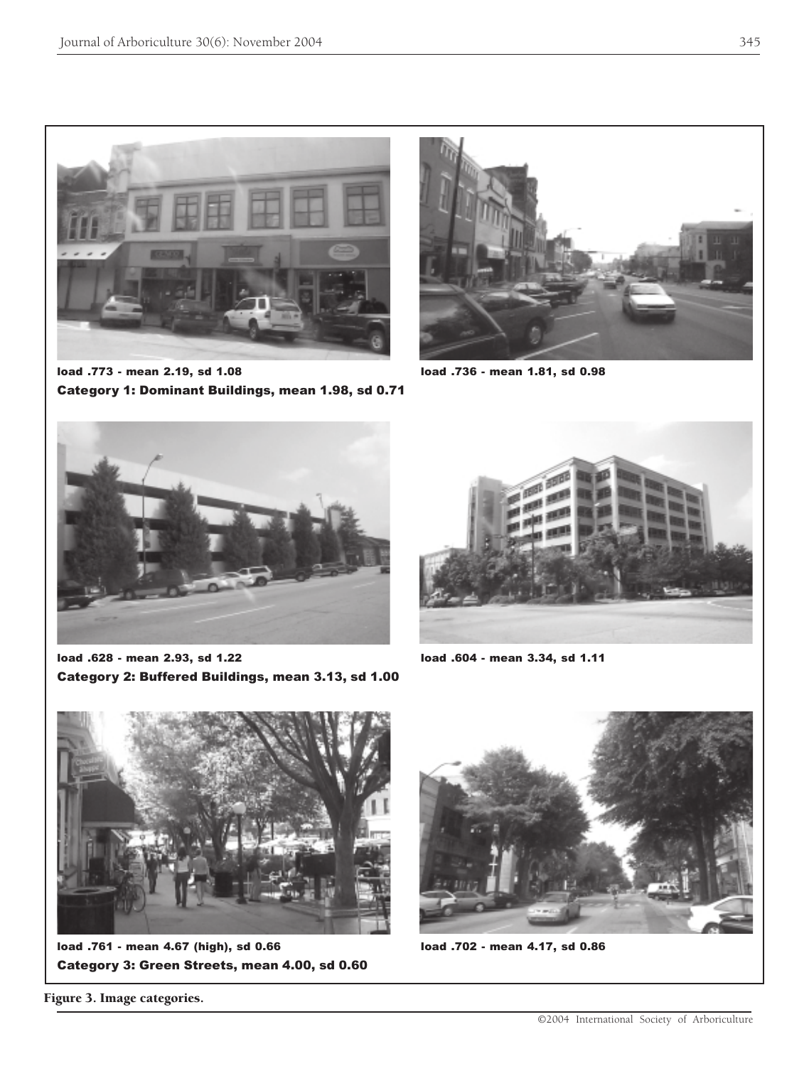load .773 - mean 2.19, sd 1.08

load .736 - mean 1.81, sd 0.98

**Category 1: Dominant Buildings, mean 1.98, sd 0.71**

load .628 - mean 2.93, sd 1.22

load .604 - mean 3.34, sd 1.11

**Category 2: Buffered Buildings, mean 3.13, sd 1.00**

load .761 - mean 4.67 (high), sd 0.66

load .702 - mean 4.17, sd 0.86

**Category 3: Green Streets, mean 4.00, sd 0.60**

**Figure 3. Image categories.**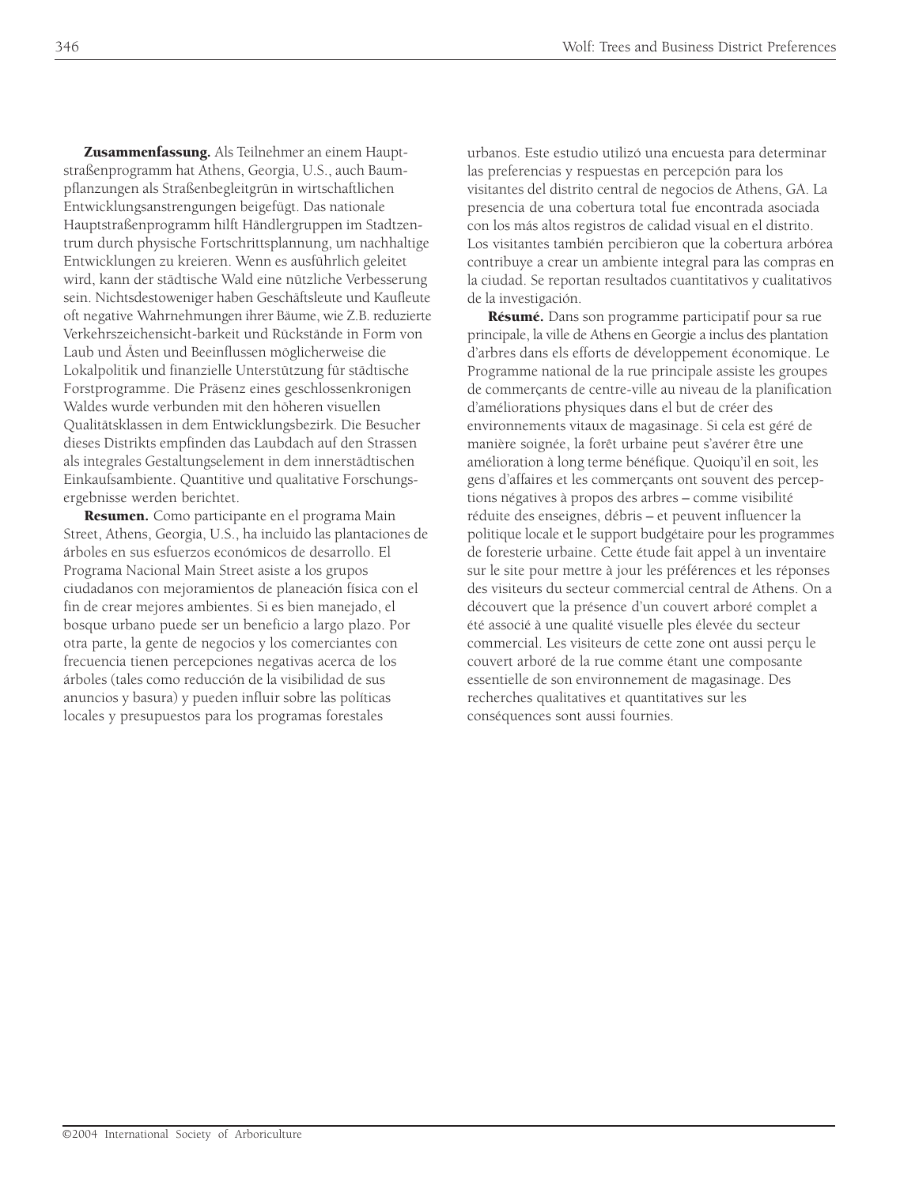**Zusammenfassung.** Als Teilnehmer an einem Hauptstraßenprogramm hat Athens, Georgia, U.S., auch Baumpflanzungen als Straßenbegleitgrün in wirtschaftlichen Entwicklungsanstrengungen beigefügt. Das nationale Hauptstraßenprogramm hilft Händlergruppen im Stadtzentrum durch physische Fortschrittsplannung, um nachhaltige Entwicklungen zu kreieren. Wenn es ausführlich geleitet wird, kann der städtische Wald eine nützliche Verbesserung sein. Nichtsdestoweniger haben Geschäftsleute und Kaufleute oft negative Wahrnehmungen ihrer Bäume, wie Z.B. reduzierte Verkehrszeichensicht-barkeit und Rückstände in Form von Laub und Ästen und Beeinflussen möglicherweise die Lokalpolitik und finanzielle Unterstützung für städtische Forstprogramme. Die Präsenz eines geschlossenkronigen Waldes wurde verbunden mit den höheren visuellen Qualitätsklassen in dem Entwicklungsbezirk. Die Besucher dieses Distrikts empfinden das Laubdach auf den Strassen als integrales Gestaltungselement in dem innerstädtischen Einkaufsambiente. Quantitive und qualitative Forschungsergebnisse werden berichtet.

**Resumen.** Como participante en el programa Main Street, Athens, Georgia, U.S., ha incluido las plantaciones de árboles en sus esfuerzos económicos de desarrollo. El Programa Nacional Main Street asiste a los grupos ciudadanos con mejoramientos de planeación física con el fin de crear mejores ambientes. Si es bien manejado, el bosque urbano puede ser un beneficio a largo plazo. Por otra parte, la gente de negocios y los comerciantes con frecuencia tienen percepciones negativas acerca de los árboles (tales como reducción de la visibilidad de sus anuncios y basura) y pueden influir sobre las políticas locales y presupuestos para los programas forestales urbanos. Este estudio utilizó una encuesta para determinar las preferencias y respuestas en percepción para los visitantes del distrito central de negocios de Athens, GA. La presencia de una cobertura total fue encontrada asociada con los más altos registros de calidad visual en el distrito. Los visitantes también percibieron que la cobertura arbórea contribuye a crear un ambiente integral para las compras en la ciudad. Se reportan resultados cuantitativos y cualitativos de la investigación.

**Résumé.** Dans son programme participatif pour sa rue principale, la ville de Athens en Georgie a inclus des plantation d'arbres dans els efforts de développement économique. Le Programme national de la rue principale assiste les groupes de commerçants de centre-ville au niveau de la planification d'améliorations physiques dans el but de créer des environnements vitaux de magasinage. Si cela est géré de manière soignée, la forêt urbaine peut s'avérer être une amélioration à long terme bénéfique. Quoiqu'il en soit, les gens d'affaires et les commerçants ont souvent des perceptions négatives à propos des arbres – comme visibilité réduite des enseignes, débris – et peuvent influencer la politique locale et le support budgétaire pour les programmes de foresterie urbaine. Cette étude fait appel à un inventaire sur le site pour mettre à jour les préférences et les réponses des visiteurs du secteur commercial central de Athens. On a découvert que la présence d'un couvert arboré complet a été associé à une qualité visuelle ples élevée du secteur commercial. Les visiteurs de cette zone ont aussi perçu le couvert arboré de la rue comme étant une composante essentielle de son environnement de magasinage. Des recherches qualitatives et quantitatives sur les conséquences sont aussi fournies.

©2004 International Society of Arboriculture